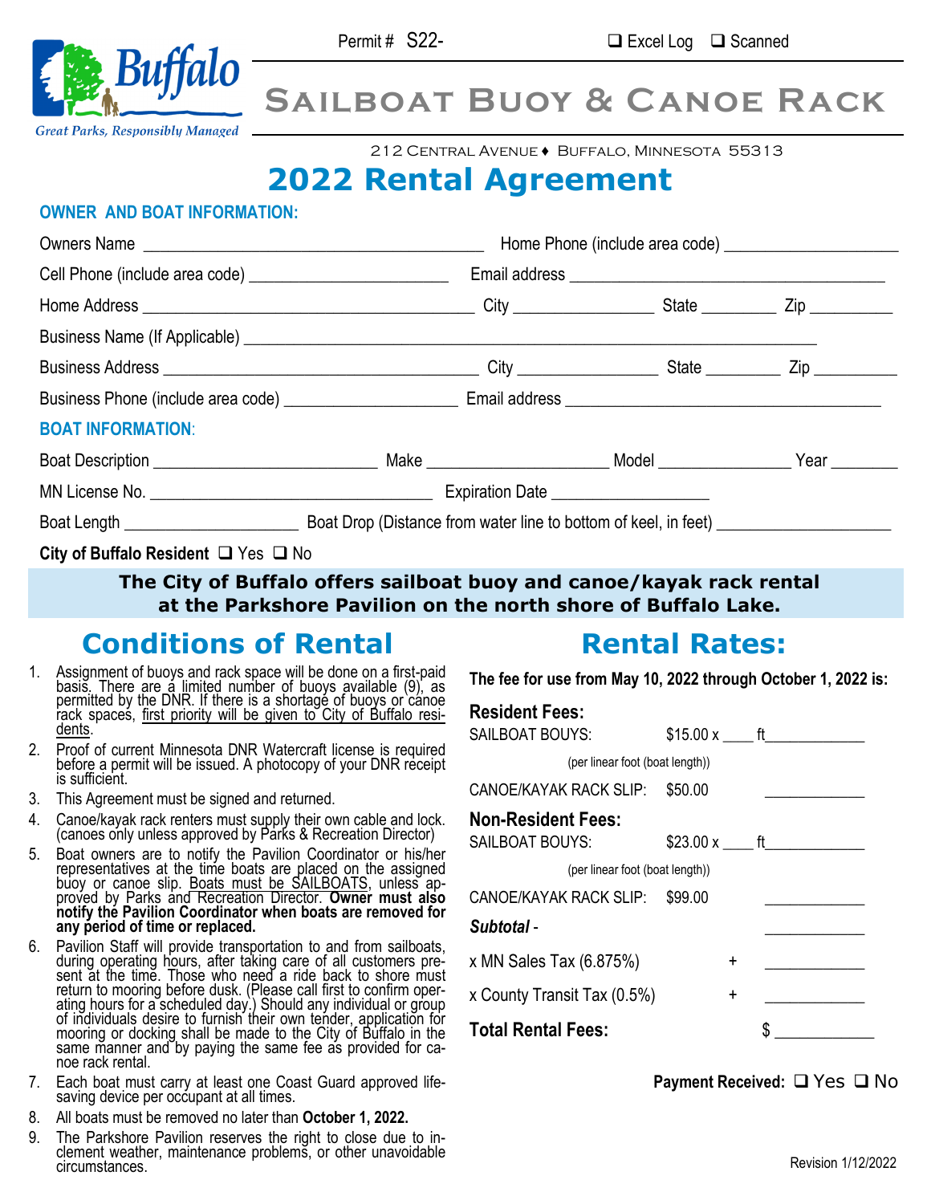Permit # S22-

❑ Excel Log ❑ Scanned

Buffalo

Great Parks, Responsibly Managed

# Sailboat Buoy & Canoe Rack

212 Central Avenue ♦ Buffalo, Minnesota 55313

# 2022 Rental Agreement

## OWNER AND BOAT INFORMATION:

Owners Name ________________________ Home Phone (include area code) ________________

Cell Phone (include area code) ________________ Email address ________________________

Home Address ________________________ City ____________ State ________ Zip ________

Business Name (If Applicable) ________________________________________________

Business Address ________________________ City ____________ State ________ Zip ________

Business Phone (include area code) ________________ Email address ________________________

## BOAT INFORMATION:

Boat Description ________________ Make ________________ Model ____________ Year ________

MN License No. ________________________ Expiration Date ________________

Boat Length ________________ Boat Drop (Distance from water line to bottom of keel, in feet) ________________

**City of Buffalo Resident** ❑ Yes ❑ No

**The City of Buffalo offers sailboat buoy and canoe/kayak rack rental at the Parkshore Pavilion on the north shore of Buffalo Lake.**

## Conditions of Rental

1. Assignment of buoys and rack space will be done on a first-paid basis. There are a limited number of buoys available (9), as permitted by the DNR. If there is a shortage of buoys or canoe rack spaces, first priority will be given to City of Buffalo residents.
2. Proof of current Minnesota DNR Watercraft license is required before a permit will be issued. A photocopy of your DNR receipt is sufficient.
3. This Agreement must be signed and returned.
4. Canoe/kayak rack renters must supply their own cable and lock. (canoes only unless approved by Parks & Recreation Director)
5. Boat owners are to notify the Pavilion Coordinator or his/her representatives at the time boats are placed on the assigned buoy or canoe slip. Boats must be SAILBOATS, unless approved by Parks and Recreation Director. **Owner must also notify the Pavilion Coordinator when boats are removed for any period of time or replaced.**
6. Pavilion Staff will provide transportation to and from sailboats, during operating hours, after taking care of all customers present at the time. Those who need a ride back to shore must return to mooring before dusk. (Please call first to confirm operating hours for a scheduled day.) Should any individual or group of individuals desire to furnish their own tender, application for mooring or docking shall be made to the City of Buffalo in the same manner and by paying the same fee as provided for canoe rack rental.
7. Each boat must carry at least one Coast Guard approved lifesaving device per occupant at all times.
8. All boats must be removed no later than **October 1, 2022.**
9. The Parkshore Pavilion reserves the right to close due to inclement weather, maintenance problems, or other unavoidable circumstances.

## Rental Rates:

**The fee for use from May 10, 2022 through October 1, 2022 is:**

**Resident Fees:**

SAILBOAT BOUYS: $15.00 x ____ ft____________
(per linear foot (boat length))

CANOE/KAYAK RACK SLIP: $50.00 ____________

**Non-Resident Fees:**

SAILBOAT BOUYS: $23.00 x ____ ft____________
(per linear foot (boat length))

CANOE/KAYAK RACK SLIP: $99.00 ____________

***Subtotal*** - ____________

x MN Sales Tax (6.875%) + ____________

x County Transit Tax (0.5%) + ____________

**Total Rental Fees:** $ ____________

**Payment Received:** ❑ Yes ❑ No

Revision 1/12/2022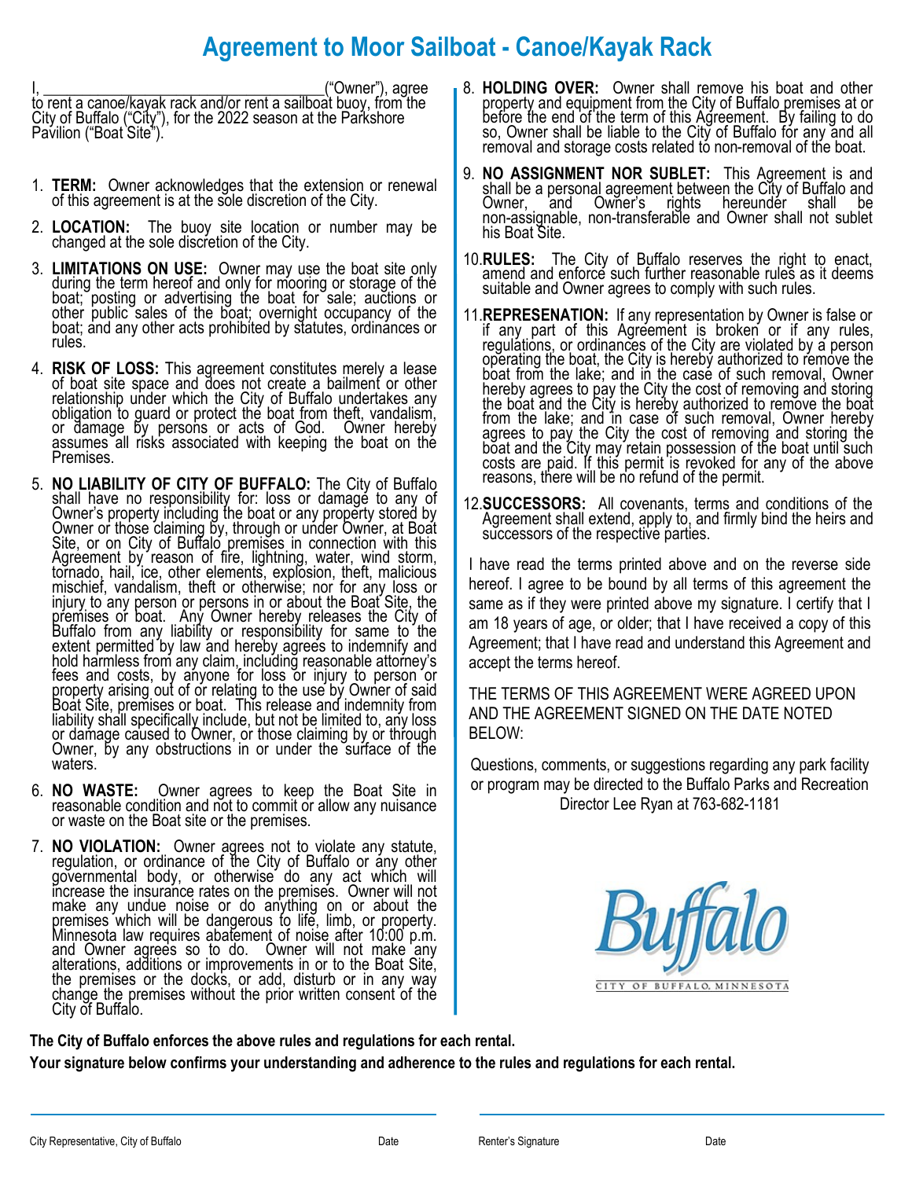# Agreement to Moor Sailboat - Canoe/Kayak Rack

I, ___________________________________("Owner"), agree to rent a canoe/kayak rack and/or rent a sailboat buoy, from the City of Buffalo ("City"), for the 2022 season at the Parkshore Pavilion ("Boat Site").

1. **TERM:** Owner acknowledges that the extension or renewal of this agreement is at the sole discretion of the City.
2. **LOCATION:** The buoy site location or number may be changed at the sole discretion of the City.
3. **LIMITATIONS ON USE:** Owner may use the boat site only during the term hereof and only for mooring or storage of the boat; posting or advertising the boat for sale; auctions or other public sales of the boat; overnight occupancy of the boat; and any other acts prohibited by statutes, ordinances or rules.
4. **RISK OF LOSS:** This agreement constitutes merely a lease of boat site space and does not create a bailment or other relationship under which the City of Buffalo undertakes any obligation to guard or protect the boat from theft, vandalism, or damage by persons or acts of God. Owner hereby assumes all risks associated with keeping the boat on the Premises.
5. **NO LIABILITY OF CITY OF BUFFALO:** The City of Buffalo shall have no responsibility for: loss or damage to any of Owner's property including the boat or any property stored by Owner or those claiming by, through or under Owner, at Boat Site, or on City of Buffalo premises in connection with this Agreement by reason of fire, lightning, water, wind storm, tornado, hail, ice, other elements, explosion, theft, malicious mischief, vandalism, theft or otherwise; nor for any loss or injury to any person or persons in or about the Boat Site, the premises or boat. Any Owner hereby releases the City of Buffalo from any liability or responsibility for same to the extent permitted by law and hereby agrees to indemnify and hold harmless from any claim, including reasonable attorney's fees and costs, by anyone for loss or injury to person or property arising out of or relating to the use by Owner of said Boat Site, premises or boat. This release and indemnity from liability shall specifically include, but not be limited to, any loss or damage caused to Owner, or those claiming by or through Owner, by any obstructions in or under the surface of the waters.
6. **NO WASTE:** Owner agrees to keep the Boat Site in reasonable condition and not to commit or allow any nuisance or waste on the Boat site or the premises.
7. **NO VIOLATION:** Owner agrees not to violate any statute, regulation, or ordinance of the City of Buffalo or any other governmental body, or otherwise do any act which will increase the insurance rates on the premises. Owner will not make any undue noise or do anything on or about the premises which will be dangerous to life, limb, or property. Minnesota law requires abatement of noise after 10:00 p.m. and Owner agrees so to do. Owner will not make any alterations, additions or improvements in or to the Boat Site, the premises or the docks, or add, disturb or in any way change the premises without the prior written consent of the City of Buffalo.
8. **HOLDING OVER:** Owner shall remove his boat and other property and equipment from the City of Buffalo premises at or before the end of the term of this Agreement. By failing to do so, Owner shall be liable to the City of Buffalo for any and all removal and storage costs related to non-removal of the boat.
9. **NO ASSIGNMENT NOR SUBLET:** This Agreement is and shall be a personal agreement between the City of Buffalo and Owner, and Owner's rights hereunder shall be non-assignable, non-transferable and Owner shall not sublet his Boat Site.
10. **RULES:** The City of Buffalo reserves the right to enact, amend and enforce such further reasonable rules as it deems suitable and Owner agrees to comply with such rules.
11. **REPRESENATION:** If any representation by Owner is false or if any part of this Agreement is broken or if any rules, regulations, or ordinances of the City are violated by a person operating the boat, the City is hereby authorized to remove the boat from the lake; and in the case of such removal, Owner hereby agrees to pay the City the cost of removing and storing the boat and the City is hereby authorized to remove the boat from the lake; and in case of such removal, Owner hereby agrees to pay the City the cost of removing and storing the boat and the City may retain possession of the boat until such costs are paid. If this permit is revoked for any of the above reasons, there will be no refund of the permit.
12. **SUCCESSORS:** All covenants, terms and conditions of the Agreement shall extend, apply to, and firmly bind the heirs and successors of the respective parties.

I have read the terms printed above and on the reverse side hereof. I agree to be bound by all terms of this agreement the same as if they were printed above my signature. I certify that I am 18 years of age, or older; that I have received a copy of this Agreement; that I have read and understand this Agreement and accept the terms hereof.

THE TERMS OF THIS AGREEMENT WERE AGREED UPON AND THE AGREEMENT SIGNED ON THE DATE NOTED BELOW:

Questions, comments, or suggestions regarding any park facility or program may be directed to the Buffalo Parks and Recreation Director Lee Ryan at 763-682-1181

Buffalo
CITY OF BUFFALO, MINNESOTA

**The City of Buffalo enforces the above rules and regulations for each rental.**

**Your signature below confirms your understanding and adherence to the rules and regulations for each rental.**

_______________________________________ &nbsp;&nbsp; _______________________________________

City Representative, City of Buffalo &nbsp;&nbsp; Date &nbsp;&nbsp;&nbsp;&nbsp; Renter's Signature &nbsp;&nbsp; Date